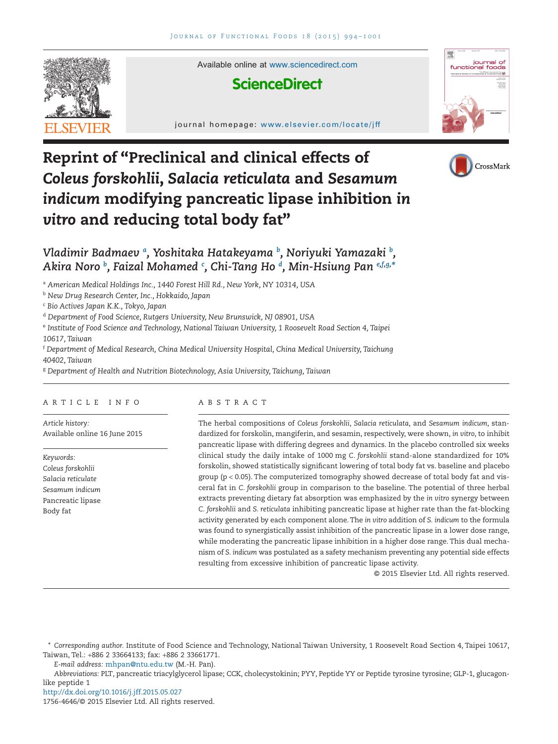# Reprint of "Preclinical and clinical effects of *Coleus forskohlii*, *Salacia reticulata* and *Sesamum indicum* modifying pancreatic lipase inhibition *in vitro* and reducing total body fat"

*Vladimir Badmaev* [a], *Yoshitaka Hatakeyama* [b], *Noriyuki Yamazaki* [b], *Akira Noro* [b], *Faizal Mohamed* [c], *Chi-Tang Ho* [d], *Min-Hsiung Pan* [e,f,g,*]

[a] *American Medical Holdings Inc., 1440 Forest Hill Rd., New York, NY 10314, USA*

[b] *New Drug Research Center, Inc., Hokkaido, Japan*

[c] *Bio Actives Japan K.K., Tokyo, Japan*

[d] *Department of Food Science, Rutgers University, New Brunswick, NJ 08901, USA*

[e] *Institute of Food Science and Technology, National Taiwan University, 1 Roosevelt Road Section 4, Taipei 10617, Taiwan*

[f] *Department of Medical Research, China Medical University Hospital, China Medical University, Taichung 40402, Taiwan*

[g] *Department of Health and Nutrition Biotechnology, Asia University, Taichung, Taiwan*

## ARTICLE INFO

*Article history:*
Available online 16 June 2015

*Keywords:*
*Coleus forskohlii*
*Salacia reticulate*
*Sesamum indicum*
Pancreatic lipase
Body fat

## ABSTRACT

The herbal compositions of *Coleus forskohlii*, *Salacia reticulata*, and *Sesamum indicum*, standardized for forskolin, mangiferin, and sesamin, respectively, were shown, *in vitro*, to inhibit pancreatic lipase with differing degrees and dynamics. In the placebo controlled six weeks clinical study the daily intake of 1000 mg *C. forskohlii* stand-alone standardized for 10% forskolin, showed statistically significant lowering of total body fat vs. baseline and placebo group ($p < 0.05$). The computerized tomography showed decrease of total body fat and visceral fat in *C. forskohlii* group in comparison to the baseline. The potential of three herbal extracts preventing dietary fat absorption was emphasized by the *in vitro* synergy between *C. forskohlii* and *S. reticulata* inhibiting pancreatic lipase at higher rate than the fat-blocking activity generated by each component alone. The *in vitro* addition of *S. indicum* to the formula was found to synergistically assist inhibition of the pancreatic lipase in a lower dose range, while moderating the pancreatic lipase inhibition in a higher dose range. This dual mechanism of *S. indicum* was postulated as a safety mechanism preventing any potential side effects resulting from excessive inhibition of pancreatic lipase activity.

© 2015 Elsevier Ltd. All rights reserved.

\* *Corresponding author.* Institute of Food Science and Technology, National Taiwan University, 1 Roosevelt Road Section 4, Taipei 10617, Taiwan, Tel.: +886 2 33664133; fax: +886 2 33661771.

*E-mail address:* mhpan@ntu.edu.tw (M.-H. Pan).

*Abbreviations:* PLT, pancreatic triacylglycerol lipase; CCK, cholecystokinin; PYY, Peptide YY or Peptide tyrosine tyrosine; GLP-1, glucagon-like peptide 1

http://dx.doi.org/10.1016/j.jff.2015.05.027

1756-4646/© 2015 Elsevier Ltd. All rights reserved.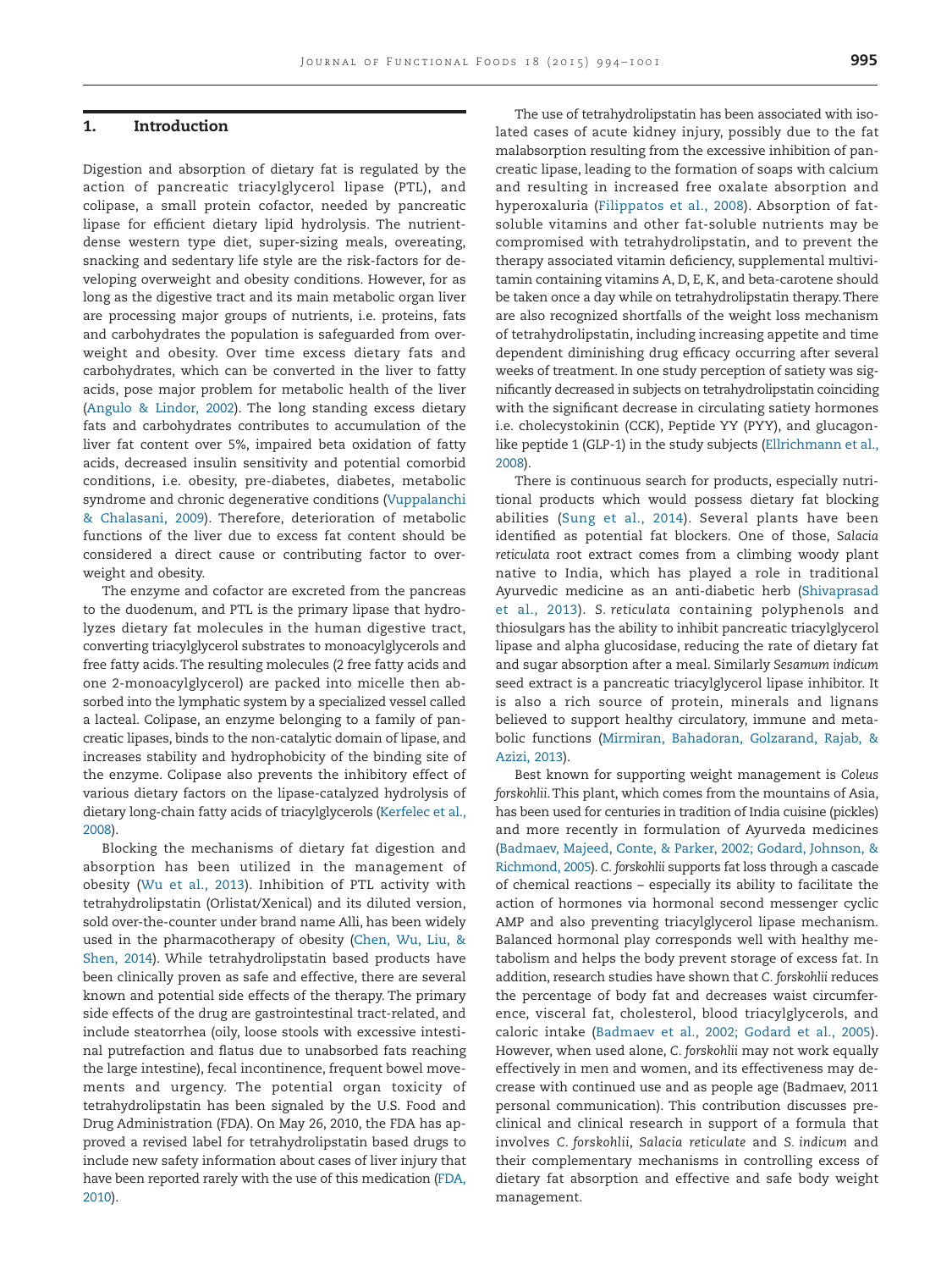## 1. Introduction

Digestion and absorption of dietary fat is regulated by the action of pancreatic triacylglycerol lipase (PTL), and colipase, a small protein cofactor, needed by pancreatic lipase for efficient dietary lipid hydrolysis. The nutrient-dense western type diet, super-sizing meals, overeating, snacking and sedentary life style are the risk-factors for developing overweight and obesity conditions. However, for as long as the digestive tract and its main metabolic organ liver are processing major groups of nutrients, i.e. proteins, fats and carbohydrates the population is safeguarded from overweight and obesity. Over time excess dietary fats and carbohydrates, which can be converted in the liver to fatty acids, pose major problem for metabolic health of the liver (Angulo & Lindor, 2002). The long standing excess dietary fats and carbohydrates contributes to accumulation of the liver fat content over 5%, impaired beta oxidation of fatty acids, decreased insulin sensitivity and potential comorbid conditions, i.e. obesity, pre-diabetes, diabetes, metabolic syndrome and chronic degenerative conditions (Vuppalanchi & Chalasani, 2009). Therefore, deterioration of metabolic functions of the liver due to excess fat content should be considered a direct cause or contributing factor to overweight and obesity.

The enzyme and cofactor are excreted from the pancreas to the duodenum, and PTL is the primary lipase that hydrolyzes dietary fat molecules in the human digestive tract, converting triacylglycerol substrates to monoacylglycerols and free fatty acids. The resulting molecules (2 free fatty acids and one 2-monoacylglycerol) are packed into micelle then absorbed into the lymphatic system by a specialized vessel called a lacteal. Colipase, an enzyme belonging to a family of pancreatic lipases, binds to the non-catalytic domain of lipase, and increases stability and hydrophobicity of the binding site of the enzyme. Colipase also prevents the inhibitory effect of various dietary factors on the lipase-catalyzed hydrolysis of dietary long-chain fatty acids of triacylglycerols (Kerfelec et al., 2008).

Blocking the mechanisms of dietary fat digestion and absorption has been utilized in the management of obesity (Wu et al., 2013). Inhibition of PTL activity with tetrahydrolipstatin (Orlistat/Xenical) and its diluted version, sold over-the-counter under brand name Alli, has been widely used in the pharmacotherapy of obesity (Chen, Wu, Liu, & Shen, 2014). While tetrahydrolipstatin based products have been clinically proven as safe and effective, there are several known and potential side effects of the therapy. The primary side effects of the drug are gastrointestinal tract-related, and include steatorrhea (oily, loose stools with excessive intestinal putrefaction and flatus due to unabsorbed fats reaching the large intestine), fecal incontinence, frequent bowel movements and urgency. The potential organ toxicity of tetrahydrolipstatin has been signaled by the U.S. Food and Drug Administration (FDA). On May 26, 2010, the FDA has approved a revised label for tetrahydrolipstatin based drugs to include new safety information about cases of liver injury that have been reported rarely with the use of this medication (FDA, 2010).

The use of tetrahydrolipstatin has been associated with isolated cases of acute kidney injury, possibly due to the fat malabsorption resulting from the excessive inhibition of pancreatic lipase, leading to the formation of soaps with calcium and resulting in increased free oxalate absorption and hyperoxaluria (Filippatos et al., 2008). Absorption of fat-soluble vitamins and other fat-soluble nutrients may be compromised with tetrahydrolipstatin, and to prevent the therapy associated vitamin deficiency, supplemental multivitamin containing vitamins A, D, E, K, and beta-carotene should be taken once a day while on tetrahydrolipstatin therapy. There are also recognized shortfalls of the weight loss mechanism of tetrahydrolipstatin, including increasing appetite and time dependent diminishing drug efficacy occurring after several weeks of treatment. In one study perception of satiety was significantly decreased in subjects on tetrahydrolipstatin coinciding with the significant decrease in circulating satiety hormones i.e. cholecystokinin (CCK), Peptide YY (PYY), and glucagon-like peptide 1 (GLP-1) in the study subjects (Ellrichmann et al., 2008).

There is continuous search for products, especially nutritional products which would possess dietary fat blocking abilities (Sung et al., 2014). Several plants have been identified as potential fat blockers. One of those, *Salacia reticulata* root extract comes from a climbing woody plant native to India, which has played a role in traditional Ayurvedic medicine as an anti-diabetic herb (Shivaprasad et al., 2013). *S. reticulata* containing polyphenols and thiosulgars has the ability to inhibit pancreatic triacylglycerol lipase and alpha glucosidase, reducing the rate of dietary fat and sugar absorption after a meal. Similarly *Sesamum indicum* seed extract is a pancreatic triacylglycerol lipase inhibitor. It is also a rich source of protein, minerals and lignans believed to support healthy circulatory, immune and metabolic functions (Mirmiran, Bahadoran, Golzarand, Rajab, & Azizi, 2013).

Best known for supporting weight management is *Coleus forskohlii*. This plant, which comes from the mountains of Asia, has been used for centuries in tradition of India cuisine (pickles) and more recently in formulation of Ayurveda medicines (Badmaev, Majeed, Conte, & Parker, 2002; Godard, Johnson, & Richmond, 2005). *C. forskohlii* supports fat loss through a cascade of chemical reactions – especially its ability to facilitate the action of hormones via hormonal second messenger cyclic AMP and also preventing triacylglycerol lipase mechanism. Balanced hormonal play corresponds well with healthy metabolism and helps the body prevent storage of excess fat. In addition, research studies have shown that *C. forskohlii* reduces the percentage of body fat and decreases waist circumference, visceral fat, cholesterol, blood triacylglycerols, and caloric intake (Badmaev et al., 2002; Godard et al., 2005). However, when used alone, *C. forskohlii* may not work equally effectively in men and women, and its effectiveness may decrease with continued use and as people age (Badmaev, 2011 personal communication). This contribution discusses preclinical and clinical research in support of a formula that involves *C. forskohlii*, *Salacia reticulate* and *S. indicum* and their complementary mechanisms in controlling excess of dietary fat absorption and effective and safe body weight management.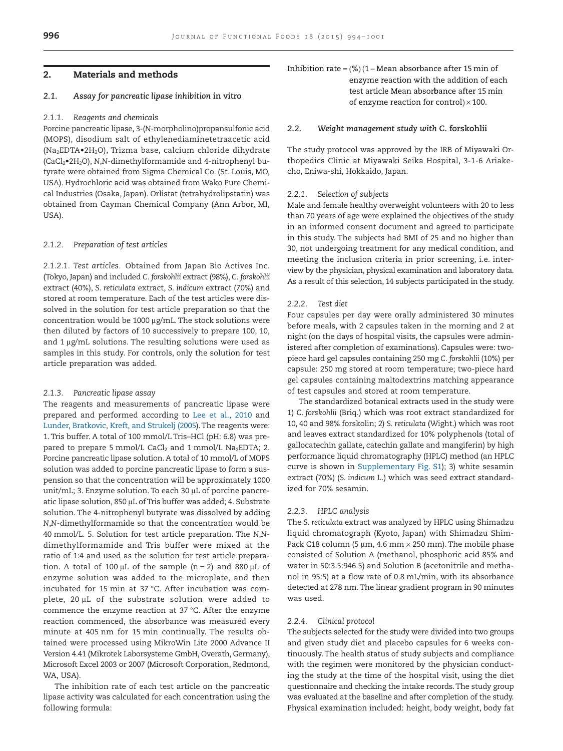## 2. Materials and methods

### 2.1. Assay for pancreatic lipase inhibition *in vitro*

#### 2.1.1. Reagents and chemicals

Porcine pancreatic lipase, 3-(*N*-morpholino)propansulfonic acid (MOPS), disodium salt of ethylenediaminetetraacetic acid ($Na_2EDTA \bullet 2H_2O$), Trizma base, calcium chloride dihydrate ($CaCl_2 \bullet 2H_2O$), *N*,*N*-dimethylformamide and 4-nitrophenyl butyrate were obtained from Sigma Chemical Co. (St. Louis, MO, USA). Hydrochloric acid was obtained from Wako Pure Chemical Industries (Osaka, Japan). Orlistat (tetrahydrolipstatin) was obtained from Cayman Chemical Company (Ann Arbor, MI, USA).

#### 2.1.2. Preparation of test articles

*2.1.2.1. Test articles.* Obtained from Japan Bio Actives Inc. (Tokyo, Japan) and included *C. forskohlii* extract (98%), *C. forskohlii* extract (40%), *S. reticulata* extract, *S. indicum* extract (70%) and stored at room temperature. Each of the test articles were dissolved in the solution for test article preparation so that the concentration would be 1000 μg/mL. The stock solutions were then diluted by factors of 10 successively to prepare 100, 10, and 1 μg/mL solutions. The resulting solutions were used as samples in this study. For controls, only the solution for test article preparation was added.

#### 2.1.3. Pancreatic lipase assay

The reagents and measurements of pancreatic lipase were prepared and performed according to Lee et al., 2010 and Lunder, Bratkovic, Kreft, and Strukelj (2005). The reagents were: 1. Tris buffer. A total of 100 mmol/L Tris–HCl (pH: 6.8) was prepared to prepare 5 mmol/L $CaCl_2$ and 1 mmol/L $Na_2EDTA$; 2. Porcine pancreatic lipase solution. A total of 10 mmol/L of MOPS solution was added to porcine pancreatic lipase to form a suspension so that the concentration will be approximately 1000 unit/mL; 3. Enzyme solution. To each 30 μL of porcine pancreatic lipase solution, 850 μL of Tris buffer was added; 4. Substrate solution. The 4-nitrophenyl butyrate was dissolved by adding *N*,*N*-dimethylformamide so that the concentration would be 40 mmol/L. 5. Solution for test article preparation. The *N*,*N*-dimethylformamide and Tris buffer were mixed at the ratio of 1:4 and used as the solution for test article preparation. A total of 100 μL of the sample ($n = 2$) and 880 μL of enzyme solution was added to the microplate, and then incubated for 15 min at 37 °C. After incubation was complete, 20 μL of the substrate solution were added to commence the enzyme reaction at 37 °C. After the enzyme reaction commenced, the absorbance was measured every minute at 405 nm for 15 min continually. The results obtained were processed using MikroWin Lite 2000 Advance II Version 4.41 (Mikrotek Laborsysteme GmbH, Overath, Germany), Microsoft Excel 2003 or 2007 (Microsoft Corporation, Redmond, WA, USA).

The inhibition rate of each test article on the pancreatic lipase activity was calculated for each concentration using the following formula:

Inhibition rate = (%) (1 – Mean absorbance after 15 min of enzyme reaction with the addition of each test article Mean absorbance after 15 min of enzyme reaction for control) × 100.

### 2.2. Weight management study with *C. forskohlii*

The study protocol was approved by the IRB of Miyawaki Orthopedics Clinic at Miyawaki Seika Hospital, 3-1-6 Ariakecho, Eniwa-shi, Hokkaido, Japan.

#### 2.2.1. Selection of subjects

Male and female healthy overweight volunteers with 20 to less than 70 years of age were explained the objectives of the study in an informed consent document and agreed to participate in this study. The subjects had BMI of 25 and no higher than 30, not undergoing treatment for any medical condition, and meeting the inclusion criteria in prior screening, i.e. interview by the physician, physical examination and laboratory data. As a result of this selection, 14 subjects participated in the study.

#### 2.2.2. Test diet

Four capsules per day were orally administered 30 minutes before meals, with 2 capsules taken in the morning and 2 at night (on the days of hospital visits, the capsules were administered after completion of examinations). Capsules were: two-piece hard gel capsules containing 250 mg *C. forskohlii* (10%) per capsule: 250 mg stored at room temperature; two-piece hard gel capsules containing maltodextrins matching appearance of test capsules and stored at room temperature.

The standardized botanical extracts used in the study were 1) *C. forskohlii* (Briq.) which was root extract standardized for 10, 40 and 98% forskolin; 2) *S. reticulata* (Wight.) which was root and leaves extract standardized for 10% polyphenols (total of gallocatechin gallate, catechin gallate and mangiferin) by high performance liquid chromatography (HPLC) method (an HPLC curve is shown in Supplementary Fig. S1); 3) white sesamin extract (70%) (*S. indicum* L.) which was seed extract standardized for 70% sesamin.

#### 2.2.3. HPLC analysis

The *S. reticulata* extract was analyzed by HPLC using Shimadzu liquid chromatograph (Kyoto, Japan) with Shimadzu Shim-Pack C18 column (5 μm, 4.6 mm × 250 mm). The mobile phase consisted of Solution A (methanol, phosphoric acid 85% and water in 50:3.5:946.5) and Solution B (acetonitrile and methanol in 95:5) at a flow rate of 0.8 mL/min, with its absorbance detected at 278 nm. The linear gradient program in 90 minutes was used.

#### 2.2.4. Clinical protocol

The subjects selected for the study were divided into two groups and given study diet and placebo capsules for 6 weeks continuously. The health status of study subjects and compliance with the regimen were monitored by the physician conducting the study at the time of the hospital visit, using the diet questionnaire and checking the intake records. The study group was evaluated at the baseline and after completion of the study. Physical examination included: height, body weight, body fat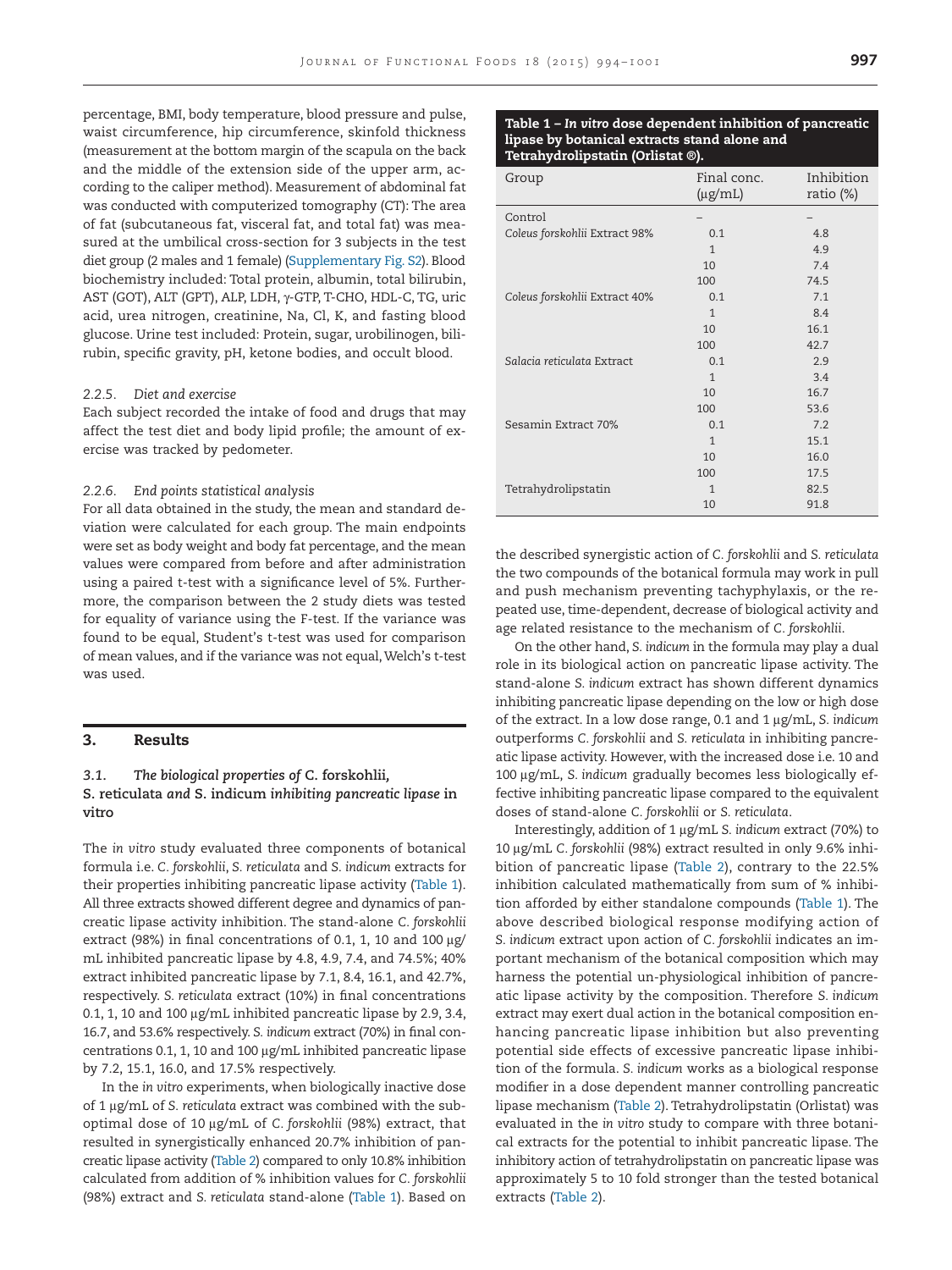percentage, BMI, body temperature, blood pressure and pulse, waist circumference, hip circumference, skinfold thickness (measurement at the bottom margin of the scapula on the back and the middle of the extension side of the upper arm, according to the caliper method). Measurement of abdominal fat was conducted with computerized tomography (CT): The area of fat (subcutaneous fat, visceral fat, and total fat) was measured at the umbilical cross-section for 3 subjects in the test diet group (2 males and 1 female) (Supplementary Fig. S2). Blood biochemistry included: Total protein, albumin, total bilirubin, AST (GOT), ALT (GPT), ALP, LDH, γ-GTP, T-CHO, HDL-C, TG, uric acid, urea nitrogen, creatinine, Na, Cl, K, and fasting blood glucose. Urine test included: Protein, sugar, urobilinogen, bilirubin, specific gravity, pH, ketone bodies, and occult blood.

#### 2.2.5. Diet and exercise

Each subject recorded the intake of food and drugs that may affect the test diet and body lipid profile; the amount of exercise was tracked by pedometer.

#### 2.2.6. End points statistical analysis

For all data obtained in the study, the mean and standard deviation were calculated for each group. The main endpoints were set as body weight and body fat percentage, and the mean values were compared from before and after administration using a paired t-test with a significance level of 5%. Furthermore, the comparison between the 2 study diets was tested for equality of variance using the F-test. If the variance was found to be equal, Student's t-test was used for comparison of mean values, and if the variance was not equal, Welch's t-test was used.

## 3. Results

### 3.1. The biological properties of *C. forskohlii*, *S. reticulata* and *S. indicum* inhibiting pancreatic lipase in vitro

The *in vitro* study evaluated three components of botanical formula i.e. *C. forskohlii*, *S. reticulata* and *S. indicum* extracts for their properties inhibiting pancreatic lipase activity (Table 1). All three extracts showed different degree and dynamics of pancreatic lipase activity inhibition. The stand-alone *C. forskohlii* extract (98%) in final concentrations of 0.1, 1, 10 and 100 μg/mL inhibited pancreatic lipase by 4.8, 4.9, 7.4, and 74.5%; 40% extract inhibited pancreatic lipase by 7.1, 8.4, 16.1, and 42.7%, respectively. *S. reticulata* extract (10%) in final concentrations 0.1, 1, 10 and 100 μg/mL inhibited pancreatic lipase by 2.9, 3.4, 16.7, and 53.6% respectively. *S. indicum* extract (70%) in final concentrations 0.1, 1, 10 and 100 μg/mL inhibited pancreatic lipase by 7.2, 15.1, 16.0, and 17.5% respectively.

In the *in vitro* experiments, when biologically inactive dose of 1 μg/mL of *S. reticulata* extract was combined with the suboptimal dose of 10 μg/mL of *C. forskohlii* (98%) extract, that resulted in synergistically enhanced 20.7% inhibition of pancreatic lipase activity (Table 2) compared to only 10.8% inhibition calculated from addition of % inhibition values for *C. forskohlii* (98%) extract and *S. reticulata* stand-alone (Table 1). Based on the described synergistic action of *C. forskohlii* and *S. reticulata* the two compounds of the botanical formula may work in pull and push mechanism preventing tachyphylaxis, or the repeated use, time-dependent, decrease of biological activity and age related resistance to the mechanism of *C. forskohlii*.

**Table 1 – *In vitro* dose dependent inhibition of pancreatic lipase by botanical extracts stand alone and Tetrahydrolipstatin (Orlistat ®).**

| Group | Final conc. (μg/mL) | Inhibition ratio (%) |
|---|---|---|
| Control | – | – |
| *Coleus forskohlii* Extract 98% | 0.1 | 4.8 |
| | 1 | 4.9 |
| | 10 | 7.4 |
| | 100 | 74.5 |
| *Coleus forskohlii* Extract 40% | 0.1 | 7.1 |
| | 1 | 8.4 |
| | 10 | 16.1 |
| | 100 | 42.7 |
| *Salacia reticulata* Extract | 0.1 | 2.9 |
| | 1 | 3.4 |
| | 10 | 16.7 |
| | 100 | 53.6 |
| Sesamin Extract 70% | 0.1 | 7.2 |
| | 1 | 15.1 |
| | 10 | 16.0 |
| | 100 | 17.5 |
| Tetrahydrolipstatin | 1 | 82.5 |
| | 10 | 91.8 |

On the other hand, *S. indicum* in the formula may play a dual role in its biological action on pancreatic lipase activity. The stand-alone *S. indicum* extract has shown different dynamics inhibiting pancreatic lipase depending on the low or high dose of the extract. In a low dose range, 0.1 and 1 μg/mL, *S. indicum* outperforms *C. forskohlii* and *S. reticulata* in inhibiting pancreatic lipase activity. However, with the increased dose i.e. 10 and 100 μg/mL, *S. indicum* gradually becomes less biologically effective inhibiting pancreatic lipase compared to the equivalent doses of stand-alone *C. forskohlii* or *S. reticulata*.

Interestingly, addition of 1 μg/mL *S. indicum* extract (70%) to 10 μg/mL *C. forskohlii* (98%) extract resulted in only 9.6% inhibition of pancreatic lipase (Table 2), contrary to the 22.5% inhibition calculated mathematically from sum of % inhibition afforded by either standalone compounds (Table 1). The above described biological response modifying action of *S. indicum* extract upon action of *C. forskohlii* indicates an important mechanism of the botanical composition which may harness the potential un-physiological inhibition of pancreatic lipase activity by the composition. Therefore *S. indicum* extract may exert dual action in the botanical composition enhancing pancreatic lipase inhibition but also preventing potential side effects of excessive pancreatic lipase inhibition of the formula. *S. indicum* works as a biological response modifier in a dose dependent manner controlling pancreatic lipase mechanism (Table 2). Tetrahydrolipstatin (Orlistat) was evaluated in the *in vitro* study to compare with three botanical extracts for the potential to inhibit pancreatic lipase. The inhibitory action of tetrahydrolipstatin on pancreatic lipase was approximately 5 to 10 fold stronger than the tested botanical extracts (Table 2).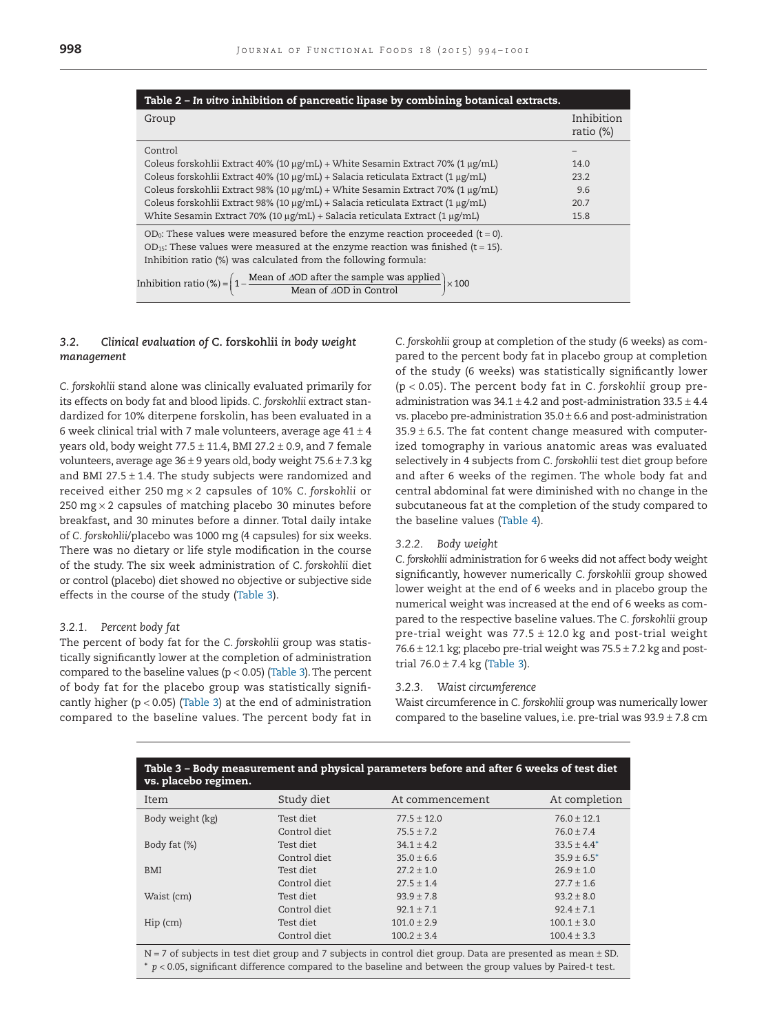**Table 2 – *In vitro* inhibition of pancreatic lipase by combining botanical extracts.**

| Group | Inhibition ratio (%) |
|---|---|
| Control | – |
| Coleus forskohlii Extract 40% (10 μg/mL) + White Sesamin Extract 70% (1 μg/mL) | 14.0 |
| Coleus forskohlii Extract 40% (10 μg/mL) + Salacia reticulata Extract (1 μg/mL) | 23.2 |
| Coleus forskohlii Extract 98% (10 μg/mL) + White Sesamin Extract 70% (1 μg/mL) | 9.6 |
| Coleus forskohlii Extract 98% (10 μg/mL) + Salacia reticulata Extract (1 μg/mL) | 20.7 |
| White Sesamin Extract 70% (10 μg/mL) + Salacia reticulata Extract (1 μg/mL) | 15.8 |

$OD_0$: These values were measured before the enzyme reaction proceeded (t = 0).
$OD_{15}$: These values were measured at the enzyme reaction was finished (t = 15).
Inhibition ratio (%) was calculated from the following formula:

$$\text{Inhibition ratio (\%)} = \left(1 - \frac{\text{Mean of } \Delta OD \text{ after the sample was applied}}{\text{Mean of } \Delta OD \text{ in Control}}\right) \times 100$$

### 3.2. Clinical evaluation of *C.* forskohlii in body weight management

*C. forskohlii* stand alone was clinically evaluated primarily for its effects on body fat and blood lipids. *C. forskohlii* extract standardized for 10% diterpene forskolin, has been evaluated in a 6 week clinical trial with 7 male volunteers, average age 41 ± 4 years old, body weight 77.5 ± 11.4, BMI 27.2 ± 0.9, and 7 female volunteers, average age 36 ± 9 years old, body weight 75.6 ± 7.3 kg and BMI 27.5 ± 1.4. The study subjects were randomized and received either 250 mg × 2 capsules of 10% *C. forskohlii* or 250 mg × 2 capsules of matching placebo 30 minutes before breakfast, and 30 minutes before a dinner. Total daily intake of *C. forskohlii*/placebo was 1000 mg (4 capsules) for six weeks. There was no dietary or life style modification in the course of the study. The six week administration of *C. forskohlii* diet or control (placebo) diet showed no objective or subjective side effects in the course of the study (Table 3).

#### 3.2.1. Percent body fat

The percent of body fat for the *C. forskohlii* group was statistically significantly lower at the completion of administration compared to the baseline values ($p < 0.05$) (Table 3). The percent of body fat for the placebo group was statistically significantly higher ($p < 0.05$) (Table 3) at the end of administration compared to the baseline values. The percent body fat in *C. forskohlii* group at completion of the study (6 weeks) as compared to the percent body fat in placebo group at completion of the study (6 weeks) was statistically significantly lower ($p < 0.05$). The percent body fat in *C. forskohlii* group pre-administration was 34.1 ± 4.2 and post-administration 33.5 ± 4.4 vs. placebo pre-administration 35.0 ± 6.6 and post-administration 35.9 ± 6.5. The fat content change measured with computerized tomography in various anatomic areas was evaluated selectively in 4 subjects from *C. forskohlii* test diet group before and after 6 weeks of the regimen. The whole body fat and central abdominal fat were diminished with no change in the subcutaneous fat at the completion of the study compared to the baseline values (Table 4).

#### 3.2.2. Body weight

*C. forskohlii* administration for 6 weeks did not affect body weight significantly, however numerically *C. forskohlii* group showed lower weight at the end of 6 weeks and in placebo group the numerical weight was increased at the end of 6 weeks as compared to the respective baseline values. The *C. forskohlii* group pre-trial weight was 77.5 ± 12.0 kg and post-trial weight 76.6 ± 12.1 kg; placebo pre-trial weight was 75.5 ± 7.2 kg and post-trial 76.0 ± 7.4 kg (Table 3).

#### 3.2.3. Waist circumference

Waist circumference in *C. forskohlii* group was numerically lower compared to the baseline values, i.e. pre-trial was 93.9 ± 7.8 cm

**Table 3 – Body measurement and physical parameters before and after 6 weeks of test diet vs. placebo regimen.**

| Item | Study diet | At commencement | At completion |
|---|---|---|---|
| Body weight (kg) | Test diet | 77.5 ± 12.0 | 76.0 ± 12.1 |
| | Control diet | 75.5 ± 7.2 | 76.0 ± 7.4 |
| Body fat (%) | Test diet | 34.1 ± 4.2 | 33.5 ± 4.4* |
| | Control diet | 35.0 ± 6.6 | 35.9 ± 6.5* |
| BMI | Test diet | 27.2 ± 1.0 | 26.9 ± 1.0 |
| | Control diet | 27.5 ± 1.4 | 27.7 ± 1.6 |
| Waist (cm) | Test diet | 93.9 ± 7.8 | 93.2 ± 8.0 |
| | Control diet | 92.1 ± 7.1 | 92.4 ± 7.1 |
| Hip (cm) | Test diet | 101.0 ± 2.9 | 100.1 ± 3.0 |
| | Control diet | 100.2 ± 3.4 | 100.4 ± 3.3 |

N = 7 of subjects in test diet group and 7 subjects in control diet group. Data are presented as mean ± SD.
* $p < 0.05$, significant difference compared to the baseline and between the group values by Paired-t test.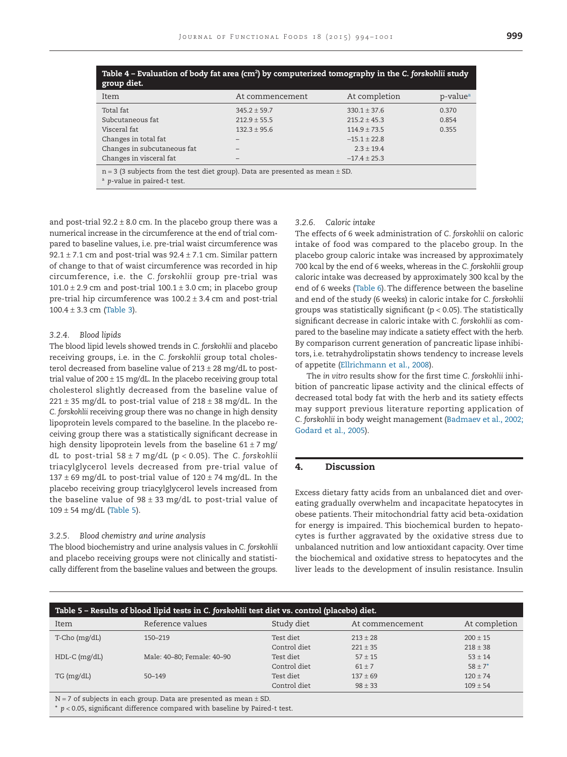**Table 4 – Evaluation of body fat area ($cm^2$) by computerized tomography in the *C. forskohlii* study group diet.**

| Item | At commencement | At completion | p-value[a] |
|---|---|---|---|
| Total fat | 345.2 ± 59.7 | 330.1 ± 37.6 | 0.370 |
| Subcutaneous fat | 212.9 ± 55.5 | 215.2 ± 45.3 | 0.854 |
| Visceral fat | 132.3 ± 95.6 | 114.9 ± 73.5 | 0.355 |
| Changes in total fat | – | −15.1 ± 22.8 | |
| Changes in subcutaneous fat | – | 2.3 ± 19.4 | |
| Changes in visceral fat | – | −17.4 ± 25.3 | |

n = 3 (3 subjects from the test diet group). Data are presented as mean ± SD.
[a] *p*-value in paired-t test.

and post-trial 92.2 ± 8.0 cm. In the placebo group there was a numerical increase in the circumference at the end of trial compared to baseline values, i.e. pre-trial waist circumference was 92.1 ± 7.1 cm and post-trial was 92.4 ± 7.1 cm. Similar pattern of change to that of waist circumference was recorded in hip circumference, i.e. the *C. forskohlii* group pre-trial was 101.0 ± 2.9 cm and post-trial 100.1 ± 3.0 cm; in placebo group pre-trial hip circumference was 100.2 ± 3.4 cm and post-trial 100.4 ± 3.3 cm (Table 3).

### 3.2.4. Blood lipids

The blood lipid levels showed trends in *C. forskohlii* and placebo receiving groups, i.e. in the *C. forskohlii* group total cholesterol decreased from baseline value of 213 ± 28 mg/dL to post-trial value of 200 ± 15 mg/dL. In the placebo receiving group total cholesterol slightly decreased from the baseline value of 221 ± 35 mg/dL to post-trial value of 218 ± 38 mg/dL. In the *C. forskohlii* receiving group there was no change in high density lipoprotein levels compared to the baseline. In the placebo receiving group there was a statistically significant decrease in high density lipoprotein levels from the baseline 61 ± 7 mg/dL to post-trial 58 ± 7 mg/dL ($p < 0.05$). The *C. forskohlii* triacylglycerol levels decreased from pre-trial value of 137 ± 69 mg/dL to post-trial value of 120 ± 74 mg/dL. In the placebo receiving group triacylglycerol levels increased from the baseline value of 98 ± 33 mg/dL to post-trial value of 109 ± 54 mg/dL (Table 5).

### 3.2.5. Blood chemistry and urine analysis

The blood biochemistry and urine analysis values in *C. forskohlii* and placebo receiving groups were not clinically and statistically different from the baseline values and between the groups.

### 3.2.6. Caloric intake

The effects of 6 week administration of *C. forskohlii* on caloric intake of food was compared to the placebo group. In the placebo group caloric intake was increased by approximately 700 kcal by the end of 6 weeks, whereas in the *C. forskohlii* group caloric intake was decreased by approximately 300 kcal by the end of 6 weeks (Table 6). The difference between the baseline and end of the study (6 weeks) in caloric intake for *C. forskohlii* groups was statistically significant ($p < 0.05$). The statistically significant decrease in caloric intake with *C. forskohlii* as compared to the baseline may indicate a satiety effect with the herb. By comparison current generation of pancreatic lipase inhibitors, i.e. tetrahydrolipstatin shows tendency to increase levels of appetite (Ellrichmann et al., 2008).

The *in vitro* results show for the first time *C. forskohlii* inhibition of pancreatic lipase activity and the clinical effects of decreased total body fat with the herb and its satiety effects may support previous literature reporting application of *C. forskohlii* in body weight management (Badmaev et al., 2002; Godard et al., 2005).

## 4. Discussion

Excess dietary fatty acids from an unbalanced diet and overeating gradually overwhelm and incapacitate hepatocytes in obese patients. Their mitochondrial fatty acid beta-oxidation for energy is impaired. This biochemical burden to hepatocytes is further aggravated by the oxidative stress due to unbalanced nutrition and low antioxidant capacity. Over time the biochemical and oxidative stress to hepatocytes and the liver leads to the development of insulin resistance. Insulin

**Table 5 – Results of blood lipid tests in *C. forskohlii* test diet vs. control (placebo) diet.**

| Item | Reference values | Study diet | At commencement | At completion |
|---|---|---|---|---|
| T-Cho (mg/dL) | 150–219 | Test diet | 213 ± 28 | 200 ± 15 |
| | | Control diet | 221 ± 35 | 218 ± 38 |
| HDL-C (mg/dL) | Male: 40–80; Female: 40–90 | Test diet | 57 ± 15 | 53 ± 14 |
| | | Control diet | 61 ± 7 | 58 ± 7* |
| TG (mg/dL) | 50–149 | Test diet | 137 ± 69 | 120 ± 74 |
| | | Control diet | 98 ± 33 | 109 ± 54 |

N = 7 of subjects in each group. Data are presented as mean ± SD.
* $p < 0.05$, significant difference compared with baseline by Paired-t test.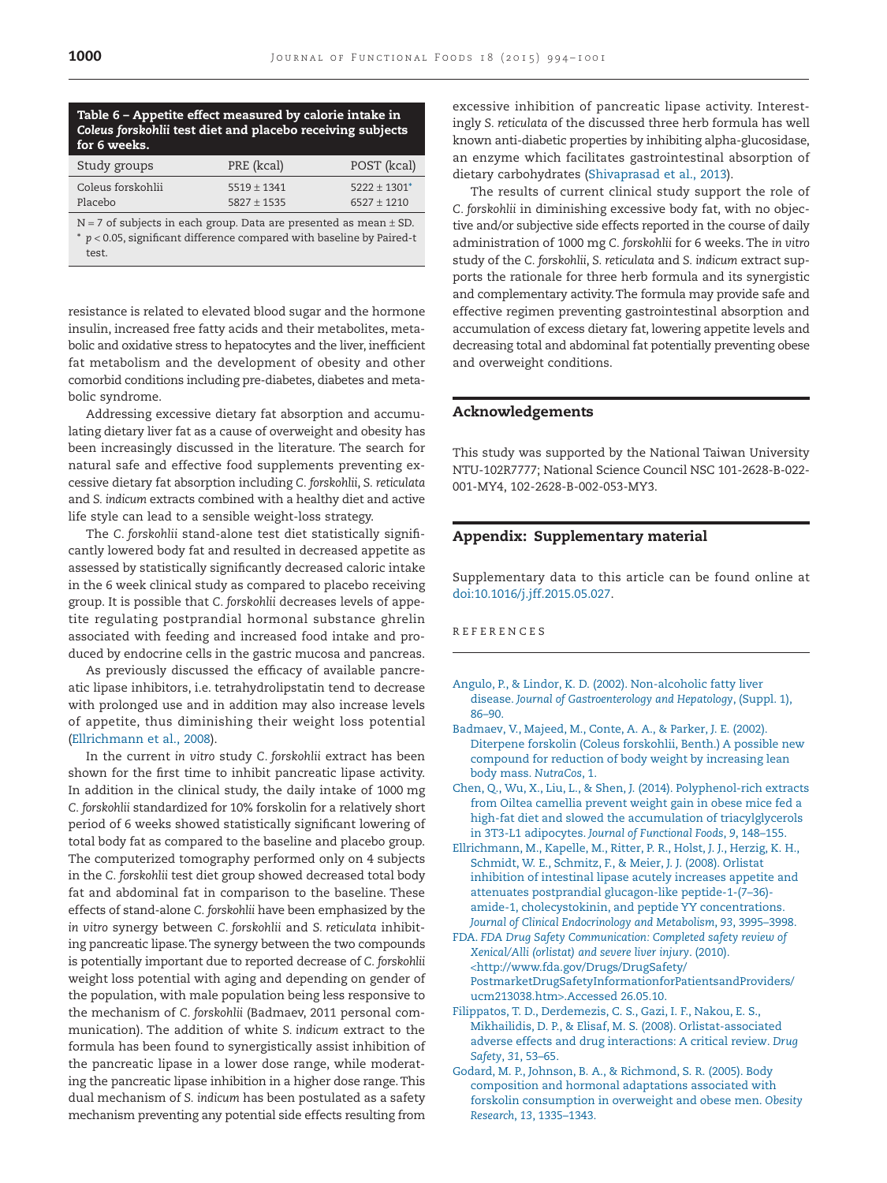**Table 6 – Appetite effect measured by calorie intake in *Coleus forskohlii* test diet and placebo receiving subjects for 6 weeks.**

| Study groups | PRE (kcal) | POST (kcal) |
|---|---|---|
| Coleus forskohlii | 5519 ± 1341 | 5222 ± 1301* |
| Placebo | 5827 ± 1535 | 6527 ± 1210 |

N = 7 of subjects in each group. Data are presented as mean ± SD.
* $p < 0.05$, significant difference compared with baseline by Paired-t test.

resistance is related to elevated blood sugar and the hormone insulin, increased free fatty acids and their metabolites, metabolic and oxidative stress to hepatocytes and the liver, inefficient fat metabolism and the development of obesity and other comorbid conditions including pre-diabetes, diabetes and metabolic syndrome.

Addressing excessive dietary fat absorption and accumulating dietary liver fat as a cause of overweight and obesity has been increasingly discussed in the literature. The search for natural safe and effective food supplements preventing excessive dietary fat absorption including *C. forskohlii*, *S. reticulata* and *S. indicum* extracts combined with a healthy diet and active life style can lead to a sensible weight-loss strategy.

The *C. forskohlii* stand-alone test diet statistically significantly lowered body fat and resulted in decreased appetite as assessed by statistically significantly decreased caloric intake in the 6 week clinical study as compared to placebo receiving group. It is possible that *C. forskohlii* decreases levels of appetite regulating postprandial hormonal substance ghrelin associated with feeding and increased food intake and produced by endocrine cells in the gastric mucosa and pancreas.

As previously discussed the efficacy of available pancreatic lipase inhibitors, i.e. tetrahydrolipstatin tend to decrease with prolonged use and in addition may also increase levels of appetite, thus diminishing their weight loss potential (Ellrichmann et al., 2008).

In the current *in vitro* study *C. forskohlii* extract has been shown for the first time to inhibit pancreatic lipase activity. In addition in the clinical study, the daily intake of 1000 mg *C. forskohlii* standardized for 10% forskolin for a relatively short period of 6 weeks showed statistically significant lowering of total body fat as compared to the baseline and placebo group. The computerized tomography performed only on 4 subjects in the *C. forskohlii* test diet group showed decreased total body fat and abdominal fat in comparison to the baseline. These effects of stand-alone *C. forskohlii* have been emphasized by the *in vitro* synergy between *C. forskohlii* and *S. reticulata* inhibiting pancreatic lipase. The synergy between the two compounds is potentially important due to reported decrease of *C. forskohlii* weight loss potential with aging and depending on gender of the population, with male population being less responsive to the mechanism of *C. forskohlii* (Badmaev, 2011 personal communication). The addition of white *S. indicum* extract to the formula has been found to synergistically assist inhibition of the pancreatic lipase in a lower dose range, while moderating the pancreatic lipase inhibition in a higher dose range. This dual mechanism of *S. indicum* has been postulated as a safety mechanism preventing any potential side effects resulting from excessive inhibition of pancreatic lipase activity. Interestingly *S. reticulata* of the discussed three herb formula has well known anti-diabetic properties by inhibiting alpha-glucosidase, an enzyme which facilitates gastrointestinal absorption of dietary carbohydrates (Shivaprasad et al., 2013).

The results of current clinical study support the role of *C. forskohlii* in diminishing excessive body fat, with no objective and/or subjective side effects reported in the course of daily administration of 1000 mg *C. forskohlii* for 6 weeks. The *in vitro* study of the *C. forskohlii*, *S. reticulata* and *S. indicum* extract supports the rationale for three herb formula and its synergistic and complementary activity. The formula may provide safe and effective regimen preventing gastrointestinal absorption and accumulation of excess dietary fat, lowering appetite levels and decreasing total and abdominal fat potentially preventing obese and overweight conditions.

## Acknowledgements

This study was supported by the National Taiwan University NTU-102R7777; National Science Council NSC 101-2628-B-022-001-MY4, 102-2628-B-002-053-MY3.

## Appendix: Supplementary material

Supplementary data to this article can be found online at doi:10.1016/j.jff.2015.05.027.

## REFERENCES

Angulo, P., & Lindor, K. D. (2002). Non-alcoholic fatty liver disease. *Journal of Gastroenterology and Hepatology*, (Suppl. 1), 86–90.

Badmaev, V., Majeed, M., Conte, A. A., & Parker, J. E. (2002). Diterpene forskolin (Coleus forskohlii, Benth.) A possible new compound for reduction of body weight by increasing lean body mass. *NutraCos*, 1.

Chen, Q., Wu, X., Liu, L., & Shen, J. (2014). Polyphenol-rich extracts from Oiltea camellia prevent weight gain in obese mice fed a high-fat diet and slowed the accumulation of triacylglycerols in 3T3-L1 adipocytes. *Journal of Functional Foods*, *9*, 148–155.

Ellrichmann, M., Kapelle, M., Ritter, P. R., Holst, J. J., Herzig, K. H., Schmidt, W. E., Schmitz, F., & Meier, J. J. (2008). Orlistat inhibition of intestinal lipase acutely increases appetite and attenuates postprandial glucagon-like peptide-1-(7–36)-amide-1, cholecystokinin, and peptide YY concentrations. *Journal of Clinical Endocrinology and Metabolism*, *93*, 3995–3998.

FDA. *FDA Drug Safety Communication: Completed safety review of Xenical/Alli (orlistat) and severe liver injury*. (2010). <http://www.fda.gov/Drugs/DrugSafety/PostmarketDrugSafetyInformationforPatientsandProviders/ucm213038.htm>.Accessed 26.05.10.

Filippatos, T. D., Derdemezis, C. S., Gazi, I. F., Nakou, E. S., Mikhailidis, D. P., & Elisaf, M. S. (2008). Orlistat-associated adverse effects and drug interactions: A critical review. *Drug Safety*, *31*, 53–65.

Godard, M. P., Johnson, B. A., & Richmond, S. R. (2005). Body composition and hormonal adaptations associated with forskolin consumption in overweight and obese men. *Obesity Research*, *13*, 1335–1343.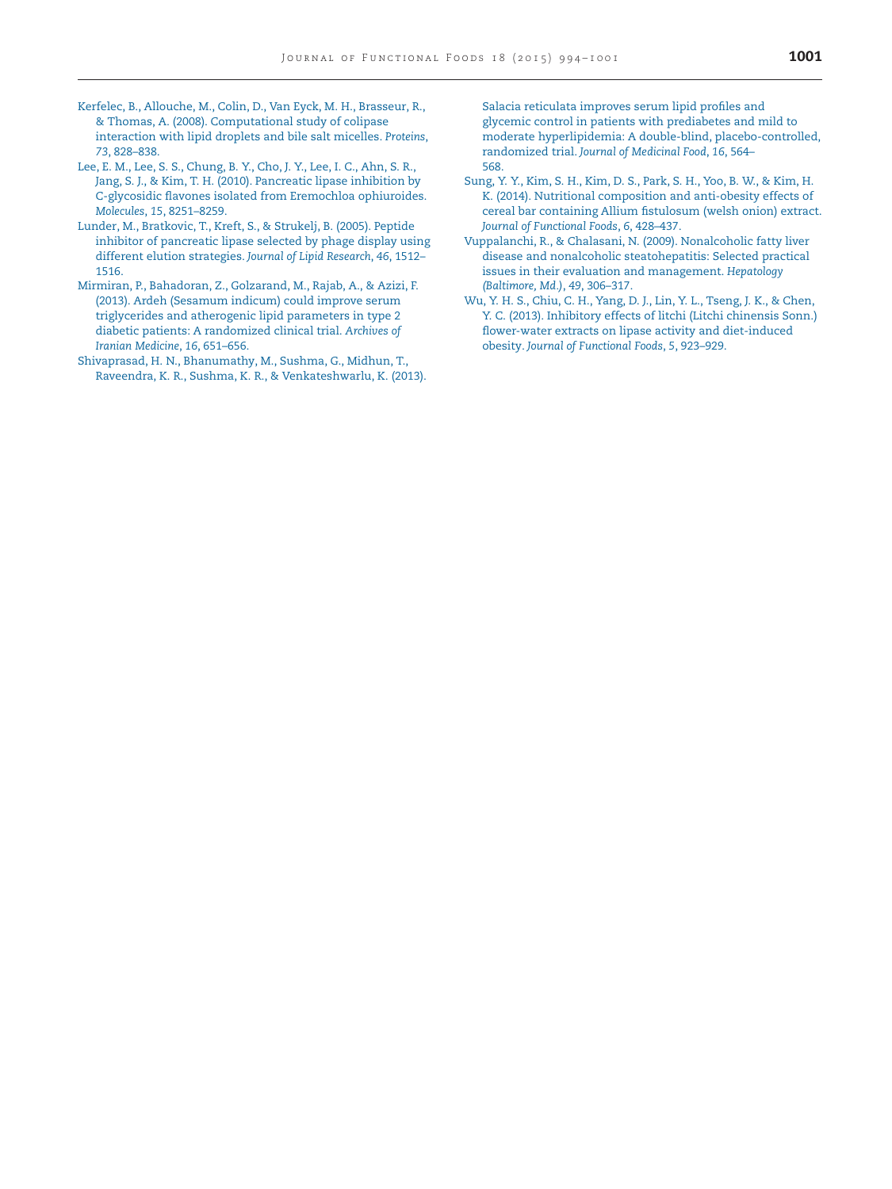Kerfelec, B., Allouche, M., Colin, D., Van Eyck, M. H., Brasseur, R., & Thomas, A. (2008). Computational study of colipase interaction with lipid droplets and bile salt micelles. *Proteins*, *73*, 828–838.

Lee, E. M., Lee, S. S., Chung, B. Y., Cho, J. Y., Lee, I. C., Ahn, S. R., Jang, S. J., & Kim, T. H. (2010). Pancreatic lipase inhibition by C-glycosidic flavones isolated from Eremochloa ophiuroides. *Molecules*, *15*, 8251–8259.

Lunder, M., Bratkovic, T., Kreft, S., & Strukelj, B. (2005). Peptide inhibitor of pancreatic lipase selected by phage display using different elution strategies. *Journal of Lipid Research*, *46*, 1512–1516.

Mirmiran, P., Bahadoran, Z., Golzarand, M., Rajab, A., & Azizi, F. (2013). Ardeh (Sesamum indicum) could improve serum triglycerides and atherogenic lipid parameters in type 2 diabetic patients: A randomized clinical trial. *Archives of Iranian Medicine*, *16*, 651–656.

Shivaprasad, H. N., Bhanumathy, M., Sushma, G., Midhun, T., Raveendra, K. R., Sushma, K. R., & Venkateshwarlu, K. (2013). Salacia reticulata improves serum lipid profiles and glycemic control in patients with prediabetes and mild to moderate hyperlipidemia: A double-blind, placebo-controlled, randomized trial. *Journal of Medicinal Food*, *16*, 564–568.

Sung, Y. Y., Kim, S. H., Kim, D. S., Park, S. H., Yoo, B. W., & Kim, H. K. (2014). Nutritional composition and anti-obesity effects of cereal bar containing Allium fistulosum (welsh onion) extract. *Journal of Functional Foods*, *6*, 428–437.

Vuppalanchi, R., & Chalasani, N. (2009). Nonalcoholic fatty liver disease and nonalcoholic steatohepatitis: Selected practical issues in their evaluation and management. *Hepatology (Baltimore, Md.)*, *49*, 306–317.

Wu, Y. H. S., Chiu, C. H., Yang, D. J., Lin, Y. L., Tseng, J. K., & Chen, Y. C. (2013). Inhibitory effects of litchi (Litchi chinensis Sonn.) flower-water extracts on lipase activity and diet-induced obesity. *Journal of Functional Foods*, *5*, 923–929.